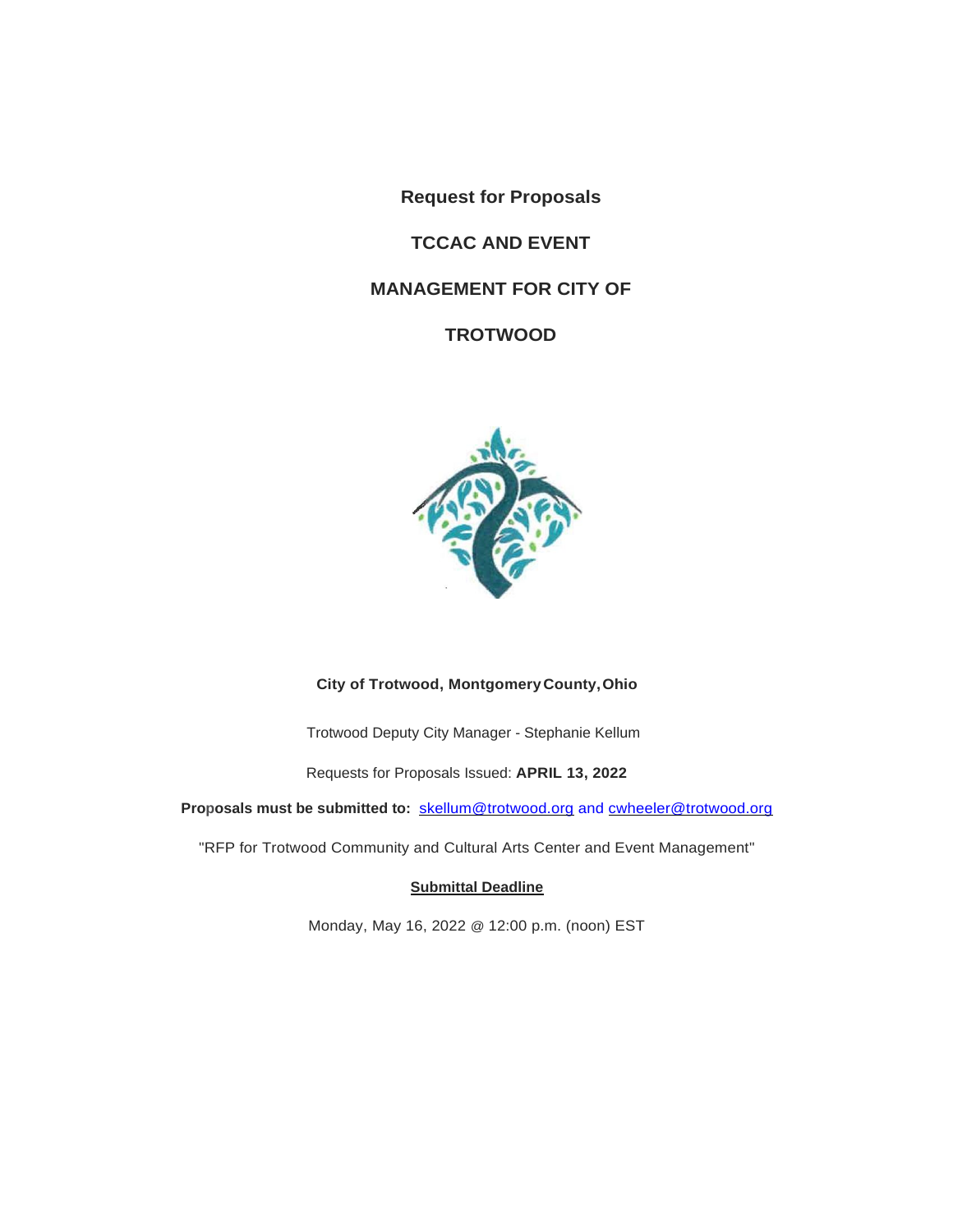# Request for Proposals

# TCCAC AND EVENT MANAGEMENT FOR CITY OF TROTWOOD

**City of Trotwood, Montgomery County, Ohio**

Trotwood Deputy City Manager - Stephanie Kellum

Requests for Proposals Issued: **APRIL 13, 2022**

**Proposals must be submitted to:** skellum@trotwood.org and cwheeler@trotwood.org

"RFP for Trotwood Community and Cultural Arts Center and Event Management"

**Submittal Deadline**

Monday, May 16, 2022 @ 12:00 p.m. (noon) EST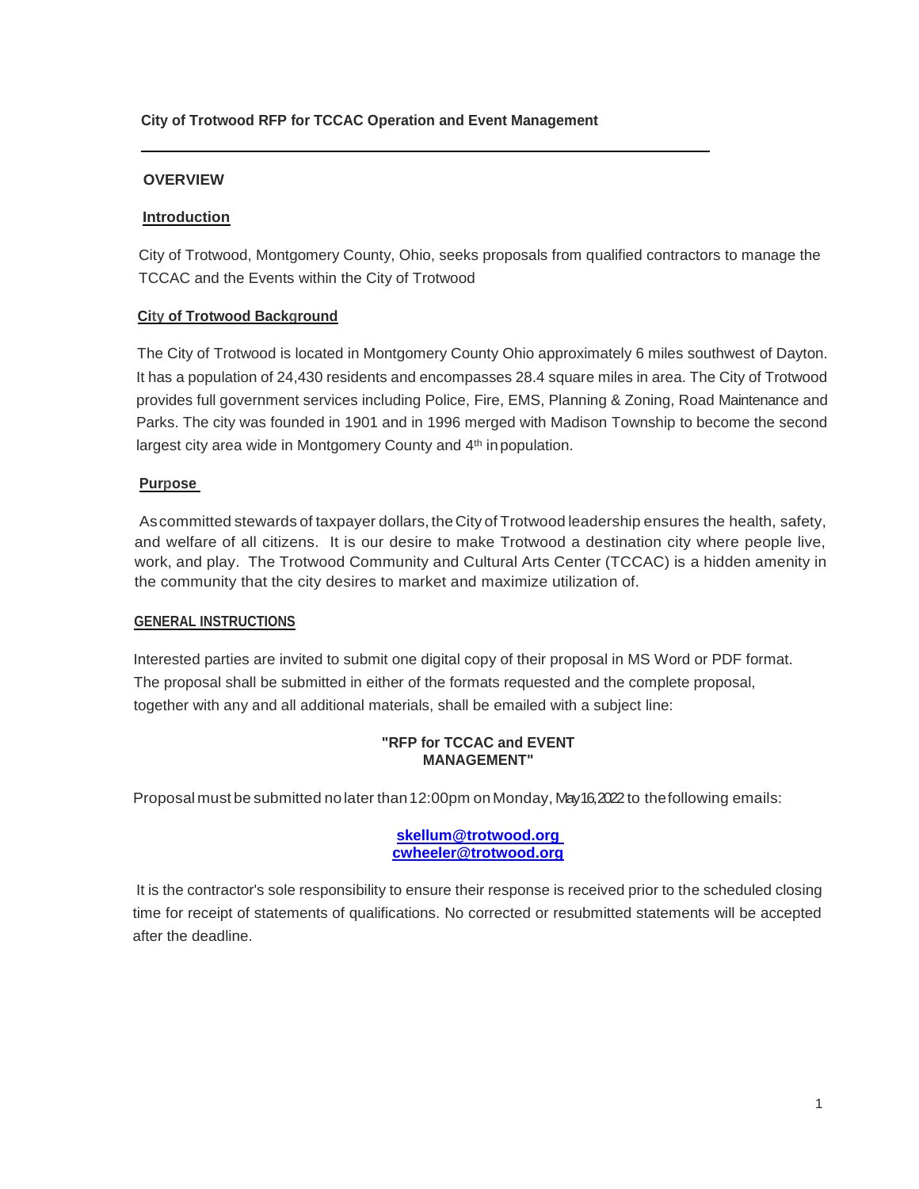**City of Trotwood RFP for TCCAC Operation and Event Management**

---

## OVERVIEW

### Introduction

City of Trotwood, Montgomery County, Ohio, seeks proposals from qualified contractors to manage the TCCAC and the Events within the City of Trotwood

### City of Trotwood Background

The City of Trotwood is located in Montgomery County Ohio approximately 6 miles southwest of Dayton. It has a population of 24,430 residents and encompasses 28.4 square miles in area. The City of Trotwood provides full government services including Police, Fire, EMS, Planning & Zoning, Road Maintenance and Parks. The city was founded in 1901 and in 1996 merged with Madison Township to become the second largest city area wide in Montgomery County and 4th in population.

### Purpose

As committed stewards of taxpayer dollars, the City of Trotwood leadership ensures the health, safety, and welfare of all citizens. It is our desire to make Trotwood a destination city where people live, work, and play. The Trotwood Community and Cultural Arts Center (TCCAC) is a hidden amenity in the community that the city desires to market and maximize utilization of.

## GENERAL INSTRUCTIONS

Interested parties are invited to submit one digital copy of their proposal in MS Word or PDF format. The proposal shall be submitted in either of the formats requested and the complete proposal, together with any and all additional materials, shall be emailed with a subject line:

**"RFP for TCCAC and EVENT MANAGEMENT"**

Proposal must be submitted no later than 12:00pm on Monday, May 16, 2022 to the following emails:

**skellum@trotwood.org**
**cwheeler@trotwood.org**

It is the contractor's sole responsibility to ensure their response is received prior to the scheduled closing time for receipt of statements of qualifications. No corrected or resubmitted statements will be accepted after the deadline.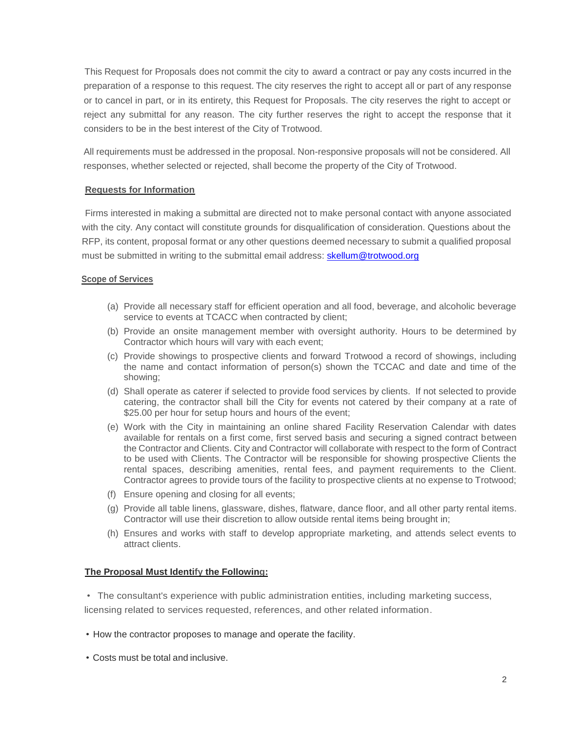This Request for Proposals does not commit the city to award a contract or pay any costs incurred in the preparation of a response to this request. The city reserves the right to accept all or part of any response or to cancel in part, or in its entirety, this Request for Proposals. The city reserves the right to accept or reject any submittal for any reason. The city further reserves the right to accept the response that it considers to be in the best interest of the City of Trotwood.

All requirements must be addressed in the proposal. Non-responsive proposals will not be considered. All responses, whether selected or rejected, shall become the property of the City of Trotwood.

**Requests for Information**

Firms interested in making a submittal are directed not to make personal contact with anyone associated with the city. Any contact will constitute grounds for disqualification of consideration. Questions about the RFP, its content, proposal format or any other questions deemed necessary to submit a qualified proposal must be submitted in writing to the submittal email address: [skellum@trotwood.org](mailto:skellum@trotwood.org)

**Scope of Services**

(a) Provide all necessary staff for efficient operation and all food, beverage, and alcoholic beverage service to events at TCACC when contracted by client;

(b) Provide an onsite management member with oversight authority. Hours to be determined by Contractor which hours will vary with each event;

(c) Provide showings to prospective clients and forward Trotwood a record of showings, including the name and contact information of person(s) shown the TCCAC and date and time of the showing;

(d) Shall operate as caterer if selected to provide food services by clients. If not selected to provide catering, the contractor shall bill the City for events not catered by their company at a rate of $25.00 per hour for setup hours and hours of the event;

(e) Work with the City in maintaining an online shared Facility Reservation Calendar with dates available for rentals on a first come, first served basis and securing a signed contract between the Contractor and Clients. City and Contractor will collaborate with respect to the form of Contract to be used with Clients. The Contractor will be responsible for showing prospective Clients the rental spaces, describing amenities, rental fees, and payment requirements to the Client. Contractor agrees to provide tours of the facility to prospective clients at no expense to Trotwood;

(f) Ensure opening and closing for all events;

(g) Provide all table linens, glassware, dishes, flatware, dance floor, and all other party rental items. Contractor will use their discretion to allow outside rental items being brought in;

(h) Ensures and works with staff to develop appropriate marketing, and attends select events to attract clients.

**The Proposal Must Identify the Following:**

- The consultant's experience with public administration entities, including marketing success, licensing related to services requested, references, and other related information.

- How the contractor proposes to manage and operate the facility.

- Costs must be total and inclusive.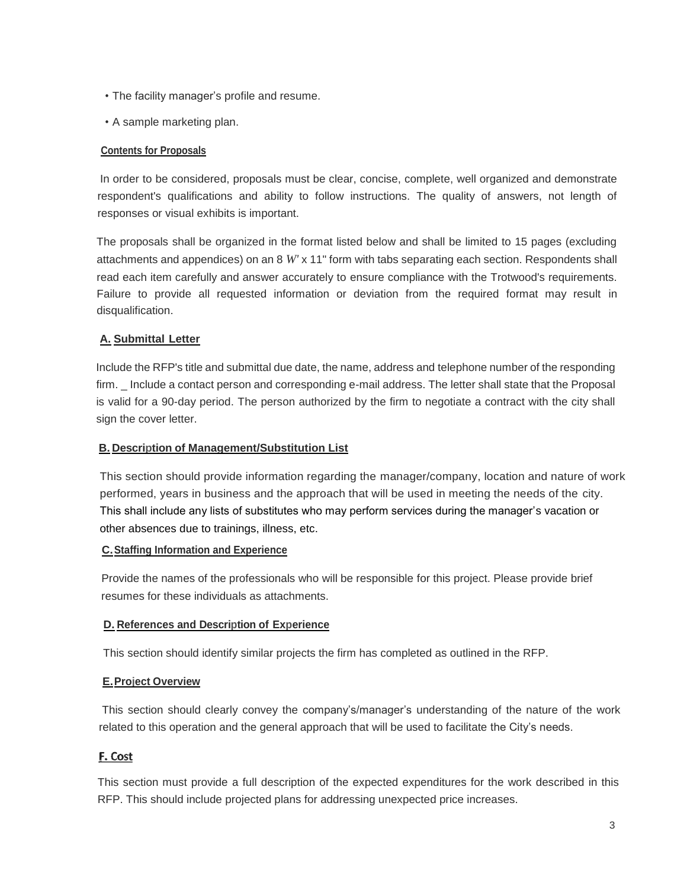- The facility manager's profile and resume.
- A sample marketing plan.

**Contents for Proposals**

In order to be considered, proposals must be clear, concise, complete, well organized and demonstrate respondent's qualifications and ability to follow instructions. The quality of answers, not length of responses or visual exhibits is important.

The proposals shall be organized in the format listed below and shall be limited to 15 pages (excluding attachments and appendices) on an 8 *W'* x 11" form with tabs separating each section. Respondents shall read each item carefully and answer accurately to ensure compliance with the Trotwood's requirements. Failure to provide all requested information or deviation from the required format may result in disqualification.

**A. Submittal Letter**

Include the RFP's title and submittal due date, the name, address and telephone number of the responding firm. _ Include a contact person and corresponding e-mail address. The letter shall state that the Proposal is valid for a 90-day period. The person authorized by the firm to negotiate a contract with the city shall sign the cover letter.

**B. Description of Management/Substitution List**

This section should provide information regarding the manager/company, location and nature of work performed, years in business and the approach that will be used in meeting the needs of the city. This shall include any lists of substitutes who may perform services during the manager's vacation or other absences due to trainings, illness, etc.

**C. Staffing Information and Experience**

Provide the names of the professionals who will be responsible for this project. Please provide brief resumes for these individuals as attachments.

**D. References and Description of Experience**

This section should identify similar projects the firm has completed as outlined in the RFP.

**E. Project Overview**

This section should clearly convey the company's/manager's understanding of the nature of the work related to this operation and the general approach that will be used to facilitate the City's needs.

**F. Cost**

This section must provide a full description of the expected expenditures for the work described in this RFP. This should include projected plans for addressing unexpected price increases.